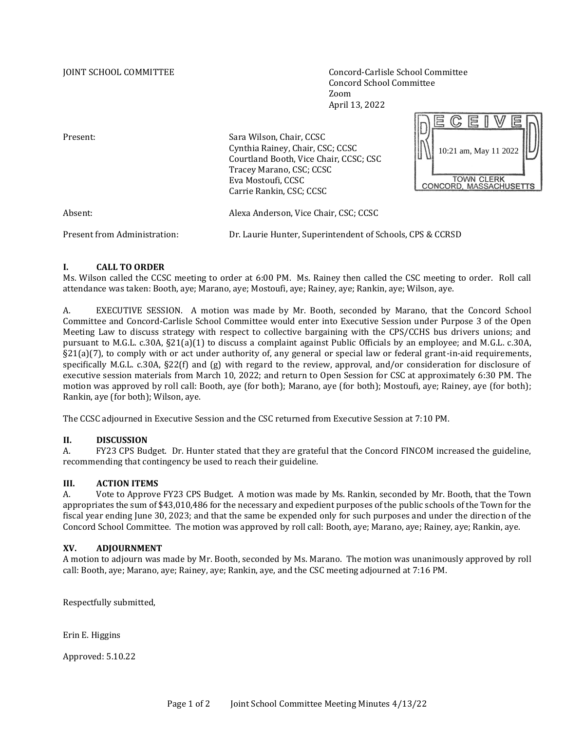JOINT SCHOOL COMMITTEE

Concord-Carlisle School Committee
Concord School Committee
Zoom
April 13, 2022

RECEIVED 10:21 am, May 11 2022 TOWN CLERK CONCORD, MASSACHUSETTS

| | |
|---|---|
| Present: | Sara Wilson, Chair, CCSC<br>Cynthia Rainey, Chair, CSC; CCSC<br>Courtland Booth, Vice Chair, CCSC; CSC<br>Tracey Marano, CSC; CCSC<br>Eva Mostoufi, CCSC<br>Carrie Rankin, CSC; CCSC |
| Absent: | Alexa Anderson, Vice Chair, CSC; CCSC |
| Present from Administration: | Dr. Laurie Hunter, Superintendent of Schools, CPS & CCRSD |

## I. CALL TO ORDER

Ms. Wilson called the CCSC meeting to order at 6:00 PM. Ms. Rainey then called the CSC meeting to order. Roll call attendance was taken: Booth, aye; Marano, aye; Mostoufi, aye; Rainey, aye; Rankin, aye; Wilson, aye.

A. EXECUTIVE SESSION. A motion was made by Mr. Booth, seconded by Marano, that the Concord School Committee and Concord-Carlisle School Committee would enter into Executive Session under Purpose 3 of the Open Meeting Law to discuss strategy with respect to collective bargaining with the CPS/CCHS bus drivers unions; and pursuant to M.G.L. c.30A, §21(a)(1) to discuss a complaint against Public Officials by an employee; and M.G.L. c.30A, §21(a)(7), to comply with or act under authority of, any general or special law or federal grant-in-aid requirements, specifically M.G.L. c.30A, §22(f) and (g) with regard to the review, approval, and/or consideration for disclosure of executive session materials from March 10, 2022; and return to Open Session for CSC at approximately 6:30 PM. The motion was approved by roll call: Booth, aye (for both); Marano, aye (for both); Mostoufi, aye; Rainey, aye (for both); Rankin, aye (for both); Wilson, aye.

The CCSC adjourned in Executive Session and the CSC returned from Executive Session at 7:10 PM.

## II. DISCUSSION

A. FY23 CPS Budget. Dr. Hunter stated that they are grateful that the Concord FINCOM increased the guideline, recommending that contingency be used to reach their guideline.

## III. ACTION ITEMS

A. Vote to Approve FY23 CPS Budget. A motion was made by Ms. Rankin, seconded by Mr. Booth, that the Town appropriates the sum of $43,010,486 for the necessary and expedient purposes of the public schools of the Town for the fiscal year ending June 30, 2023; and that the same be expended only for such purposes and under the direction of the Concord School Committee. The motion was approved by roll call: Booth, aye; Marano, aye; Rainey, aye; Rankin, aye.

## XV. ADJOURNMENT

A motion to adjourn was made by Mr. Booth, seconded by Ms. Marano. The motion was unanimously approved by roll call: Booth, aye; Marano, aye; Rainey, aye; Rankin, aye, and the CSC meeting adjourned at 7:16 PM.

Respectfully submitted,

Erin E. Higgins

Approved: 5.10.22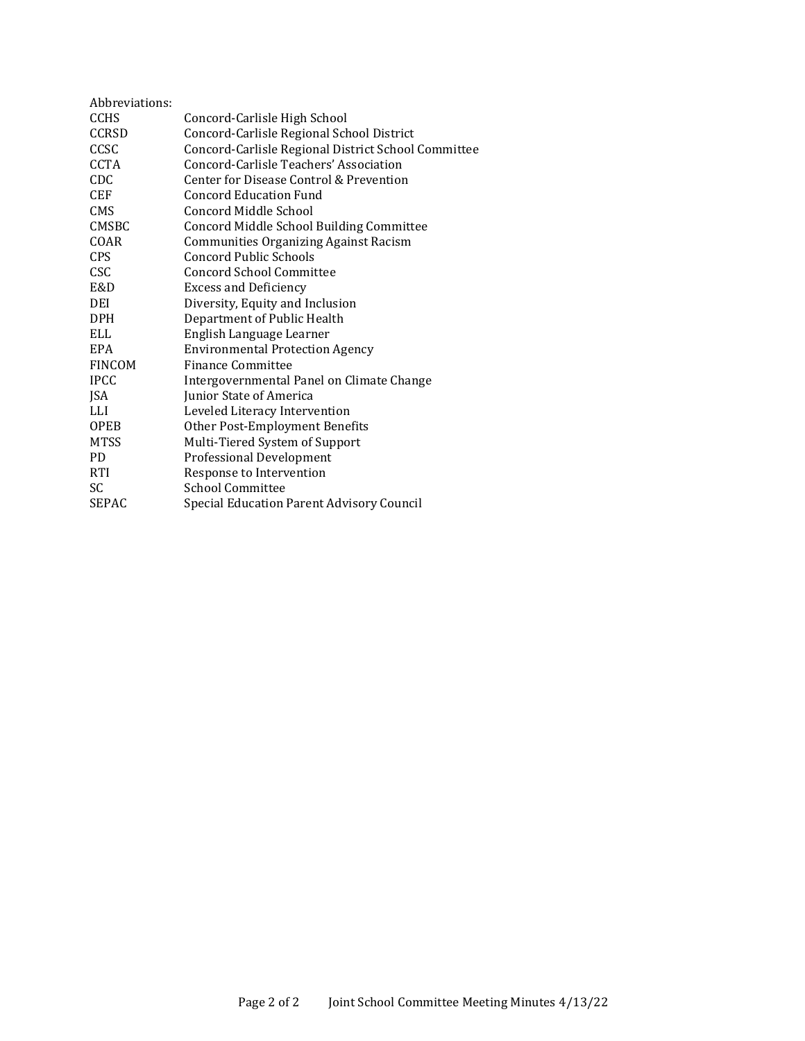Abbreviations:

| | |
|---|---|
| CCHS | Concord-Carlisle High School |
| CCRSD | Concord-Carlisle Regional School District |
| CCSC | Concord-Carlisle Regional District School Committee |
| CCTA | Concord-Carlisle Teachers' Association |
| CDC | Center for Disease Control & Prevention |
| CEF | Concord Education Fund |
| CMS | Concord Middle School |
| CMSBC | Concord Middle School Building Committee |
| COAR | Communities Organizing Against Racism |
| CPS | Concord Public Schools |
| CSC | Concord School Committee |
| E&D | Excess and Deficiency |
| DEI | Diversity, Equity and Inclusion |
| DPH | Department of Public Health |
| ELL | English Language Learner |
| EPA | Environmental Protection Agency |
| FINCOM | Finance Committee |
| IPCC | Intergovernmental Panel on Climate Change |
| JSA | Junior State of America |
| LLI | Leveled Literacy Intervention |
| OPEB | Other Post-Employment Benefits |
| MTSS | Multi-Tiered System of Support |
| PD | Professional Development |
| RTI | Response to Intervention |
| SC | School Committee |
| SEPAC | Special Education Parent Advisory Council |